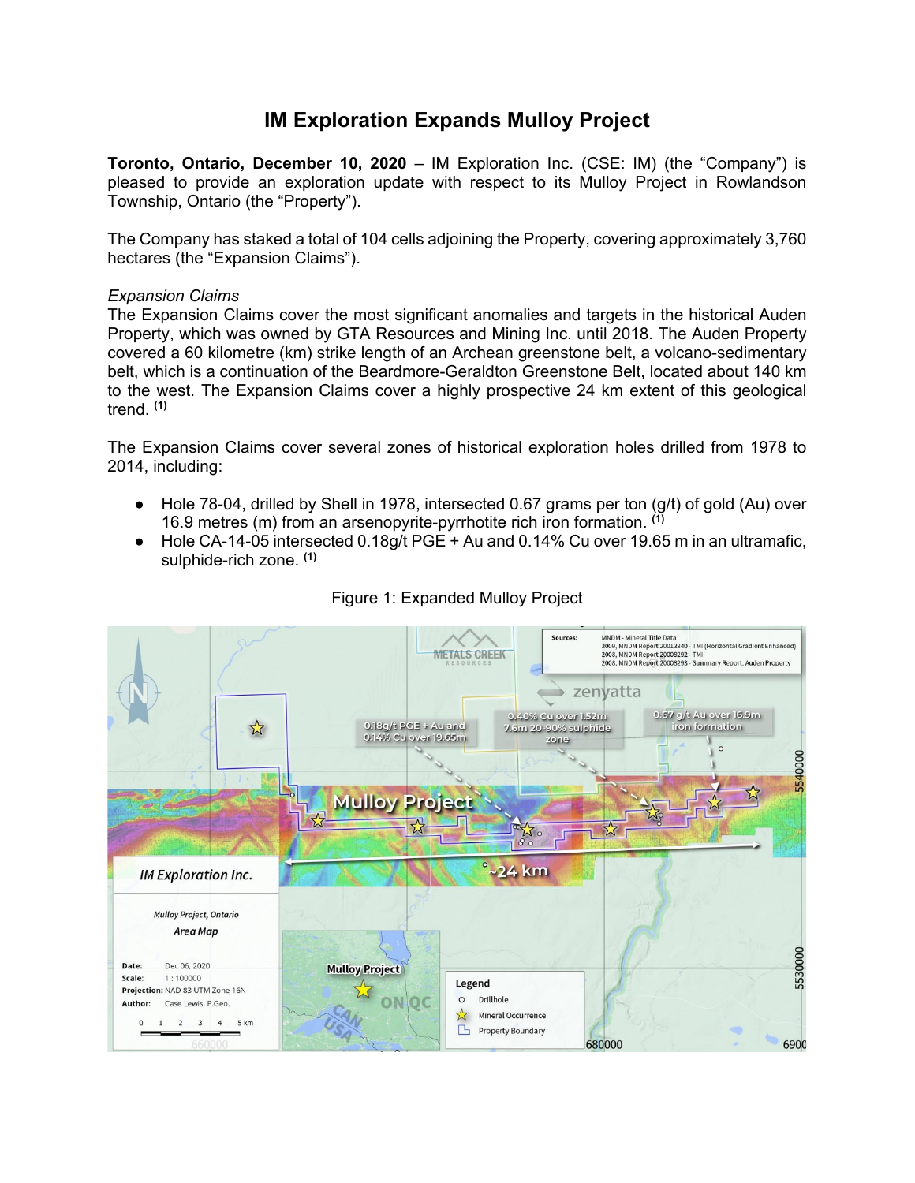# IM Exploration Expands Mulloy Project

**Toronto, Ontario, December 10, 2020** – IM Exploration Inc. (CSE: IM) (the "Company") is pleased to provide an exploration update with respect to its Mulloy Project in Rowlandson Township, Ontario (the "Property").

The Company has staked a total of 104 cells adjoining the Property, covering approximately 3,760 hectares (the "Expansion Claims").

*Expansion Claims*

The Expansion Claims cover the most significant anomalies and targets in the historical Auden Property, which was owned by GTA Resources and Mining Inc. until 2018. The Auden Property covered a 60 kilometre (km) strike length of an Archean greenstone belt, a volcano-sedimentary belt, which is a continuation of the Beardmore-Geraldton Greenstone Belt, located about 140 km to the west. The Expansion Claims cover a highly prospective 24 km extent of this geological trend. [(1)]

The Expansion Claims cover several zones of historical exploration holes drilled from 1978 to 2014, including:

- Hole 78-04, drilled by Shell in 1978, intersected 0.67 grams per ton (g/t) of gold (Au) over 16.9 metres (m) from an arsenopyrite-pyrrhotite rich iron formation. [(1)]
- Hole CA-14-05 intersected 0.18g/t PGE + Au and 0.14% Cu over 19.65 m in an ultramafic, sulphide-rich zone. [(1)]

Figure 1: Expanded Mulloy Project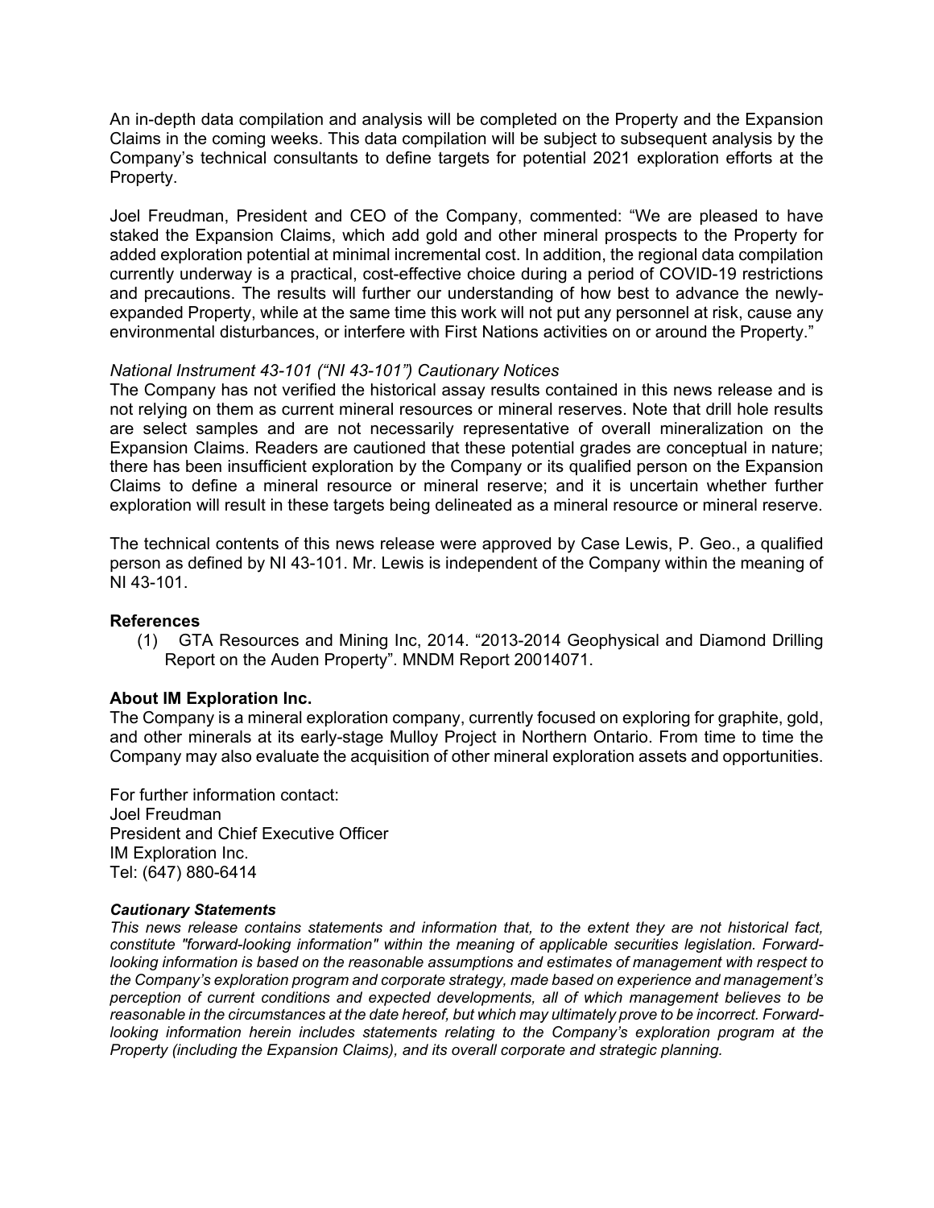An in-depth data compilation and analysis will be completed on the Property and the Expansion Claims in the coming weeks. This data compilation will be subject to subsequent analysis by the Company's technical consultants to define targets for potential 2021 exploration efforts at the Property.

Joel Freudman, President and CEO of the Company, commented: "We are pleased to have staked the Expansion Claims, which add gold and other mineral prospects to the Property for added exploration potential at minimal incremental cost. In addition, the regional data compilation currently underway is a practical, cost-effective choice during a period of COVID-19 restrictions and precautions. The results will further our understanding of how best to advance the newly-expanded Property, while at the same time this work will not put any personnel at risk, cause any environmental disturbances, or interfere with First Nations activities on or around the Property."

*National Instrument 43-101 ("NI 43-101") Cautionary Notices*

The Company has not verified the historical assay results contained in this news release and is not relying on them as current mineral resources or mineral reserves. Note that drill hole results are select samples and are not necessarily representative of overall mineralization on the Expansion Claims. Readers are cautioned that these potential grades are conceptual in nature; there has been insufficient exploration by the Company or its qualified person on the Expansion Claims to define a mineral resource or mineral reserve; and it is uncertain whether further exploration will result in these targets being delineated as a mineral resource or mineral reserve.

The technical contents of this news release were approved by Case Lewis, P. Geo., a qualified person as defined by NI 43-101. Mr. Lewis is independent of the Company within the meaning of NI 43-101.

**References**

(1) GTA Resources and Mining Inc, 2014. "2013-2014 Geophysical and Diamond Drilling Report on the Auden Property". MNDM Report 20014071.

**About IM Exploration Inc.**

The Company is a mineral exploration company, currently focused on exploring for graphite, gold, and other minerals at its early-stage Mulloy Project in Northern Ontario. From time to time the Company may also evaluate the acquisition of other mineral exploration assets and opportunities.

For further information contact:
Joel Freudman
President and Chief Executive Officer
IM Exploration Inc.
Tel: (647) 880-6414

***Cautionary Statements***

*This news release contains statements and information that, to the extent they are not historical fact, constitute "forward-looking information" within the meaning of applicable securities legislation. Forward-looking information is based on the reasonable assumptions and estimates of management with respect to the Company's exploration program and corporate strategy, made based on experience and management's perception of current conditions and expected developments, all of which management believes to be reasonable in the circumstances at the date hereof, but which may ultimately prove to be incorrect. Forward-looking information herein includes statements relating to the Company's exploration program at the Property (including the Expansion Claims), and its overall corporate and strategic planning.*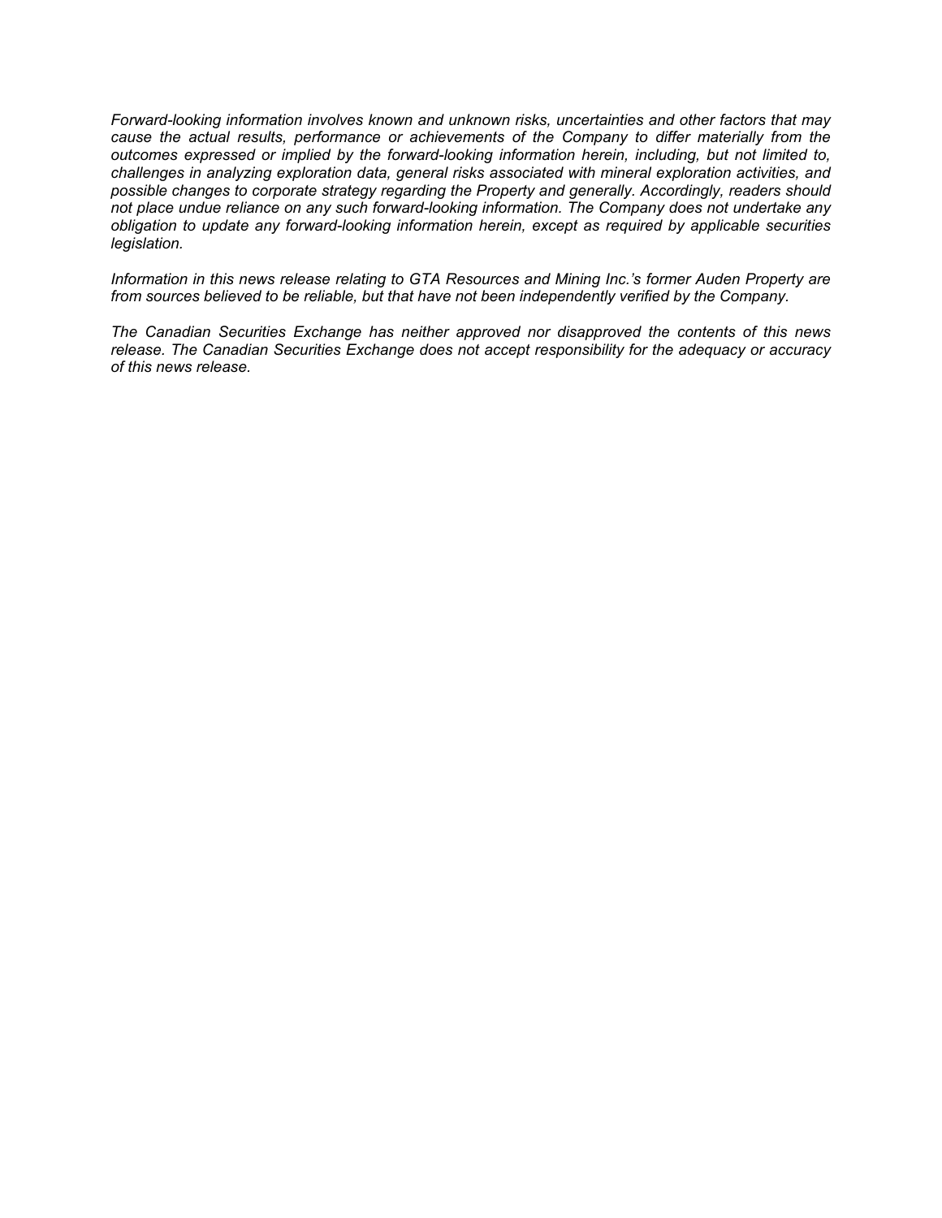*Forward-looking information involves known and unknown risks, uncertainties and other factors that may cause the actual results, performance or achievements of the Company to differ materially from the outcomes expressed or implied by the forward-looking information herein, including, but not limited to, challenges in analyzing exploration data, general risks associated with mineral exploration activities, and possible changes to corporate strategy regarding the Property and generally. Accordingly, readers should not place undue reliance on any such forward-looking information. The Company does not undertake any obligation to update any forward-looking information herein, except as required by applicable securities legislation.*

*Information in this news release relating to GTA Resources and Mining Inc.'s former Auden Property are from sources believed to be reliable, but that have not been independently verified by the Company.*

*The Canadian Securities Exchange has neither approved nor disapproved the contents of this news release. The Canadian Securities Exchange does not accept responsibility for the adequacy or accuracy of this news release.*